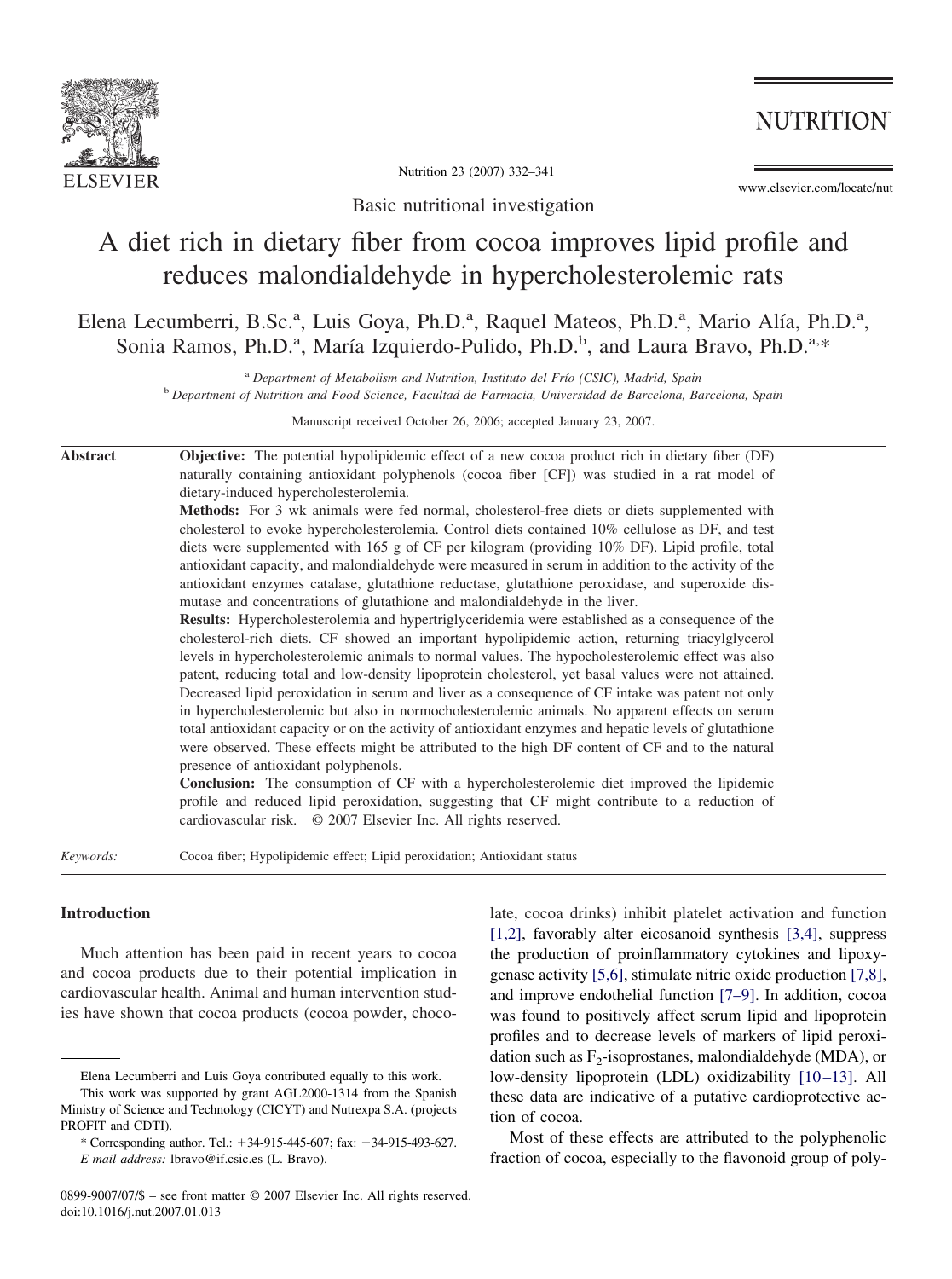Basic nutritional investigation

# A diet rich in dietary fiber from cocoa improves lipid profile and reduces malondialdehyde in hypercholesterolemic rats

Elena Lecumberri, B.Sc.[a], Luis Goya, Ph.D.[a], Raquel Mateos, Ph.D.[a], Mario Alía, Ph.D.[a], Sonia Ramos, Ph.D.[a], María Izquierdo-Pulido, Ph.D.[b], and Laura Bravo, Ph.D.[a,*]

[a] *Department of Metabolism and Nutrition, Instituto del Frío (CSIC), Madrid, Spain*
[b] *Department of Nutrition and Food Science, Facultad de Farmacia, Universidad de Barcelona, Barcelona, Spain*

Manuscript received October 26, 2006; accepted January 23, 2007.

## Abstract

**Objective:** The potential hypolipidemic effect of a new cocoa product rich in dietary fiber (DF) naturally containing antioxidant polyphenols (cocoa fiber [CF]) was studied in a rat model of dietary-induced hypercholesterolemia.

**Methods:** For 3 wk animals were fed normal, cholesterol-free diets or diets supplemented with cholesterol to evoke hypercholesterolemia. Control diets contained 10% cellulose as DF, and test diets were supplemented with 165 g of CF per kilogram (providing 10% DF). Lipid profile, total antioxidant capacity, and malondialdehyde were measured in serum in addition to the activity of the antioxidant enzymes catalase, glutathione reductase, glutathione peroxidase, and superoxide dismutase and concentrations of glutathione and malondialdehyde in the liver.

**Results:** Hypercholesterolemia and hypertriglyceridemia were established as a consequence of the cholesterol-rich diets. CF showed an important hypolipidemic action, returning triacylglycerol levels in hypercholesterolemic animals to normal values. The hypocholesterolemic effect was also patent, reducing total and low-density lipoprotein cholesterol, yet basal values were not attained. Decreased lipid peroxidation in serum and liver as a consequence of CF intake was patent not only in hypercholesterolemic but also in normocholesterolemic animals. No apparent effects on serum total antioxidant capacity or on the activity of antioxidant enzymes and hepatic levels of glutathione were observed. These effects might be attributed to the high DF content of CF and to the natural presence of antioxidant polyphenols.

**Conclusion:** The consumption of CF with a hypercholesterolemic diet improved the lipidemic profile and reduced lipid peroxidation, suggesting that CF might contribute to a reduction of cardiovascular risk. © 2007 Elsevier Inc. All rights reserved.

*Keywords:* Cocoa fiber; Hypolipidemic effect; Lipid peroxidation; Antioxidant status

## Introduction

Much attention has been paid in recent years to cocoa and cocoa products due to their potential implication in cardiovascular health. Animal and human intervention studies have shown that cocoa products (cocoa powder, chocolate, cocoa drinks) inhibit platelet activation and function [1,2], favorably alter eicosanoid synthesis [3,4], suppress the production of proinflammatory cytokines and lipoxygenase activity [5,6], stimulate nitric oxide production [7,8], and improve endothelial function [7–9]. In addition, cocoa was found to positively affect serum lipid and lipoprotein profiles and to decrease levels of markers of lipid peroxidation such as $F_2$-isoprostanes, malondialdehyde (MDA), or low-density lipoprotein (LDL) oxidizability [10–13]. All these data are indicative of a putative cardioprotective action of cocoa.

Most of these effects are attributed to the polyphenolic fraction of cocoa, especially to the flavonoid group of poly-

---

Elena Lecumberri and Luis Goya contributed equally to this work.

This work was supported by grant AGL2000-1314 from the Spanish Ministry of Science and Technology (CICYT) and Nutrexpa S.A. (projects PROFIT and CDTI).

\* Corresponding author. Tel.: +34-915-445-607; fax: +34-915-493-627.
*E-mail address:* lbravo@if.csic.es (L. Bravo).

0899-9007/07/$ – see front matter © 2007 Elsevier Inc. All rights reserved.
doi:10.1016/j.nut.2007.01.013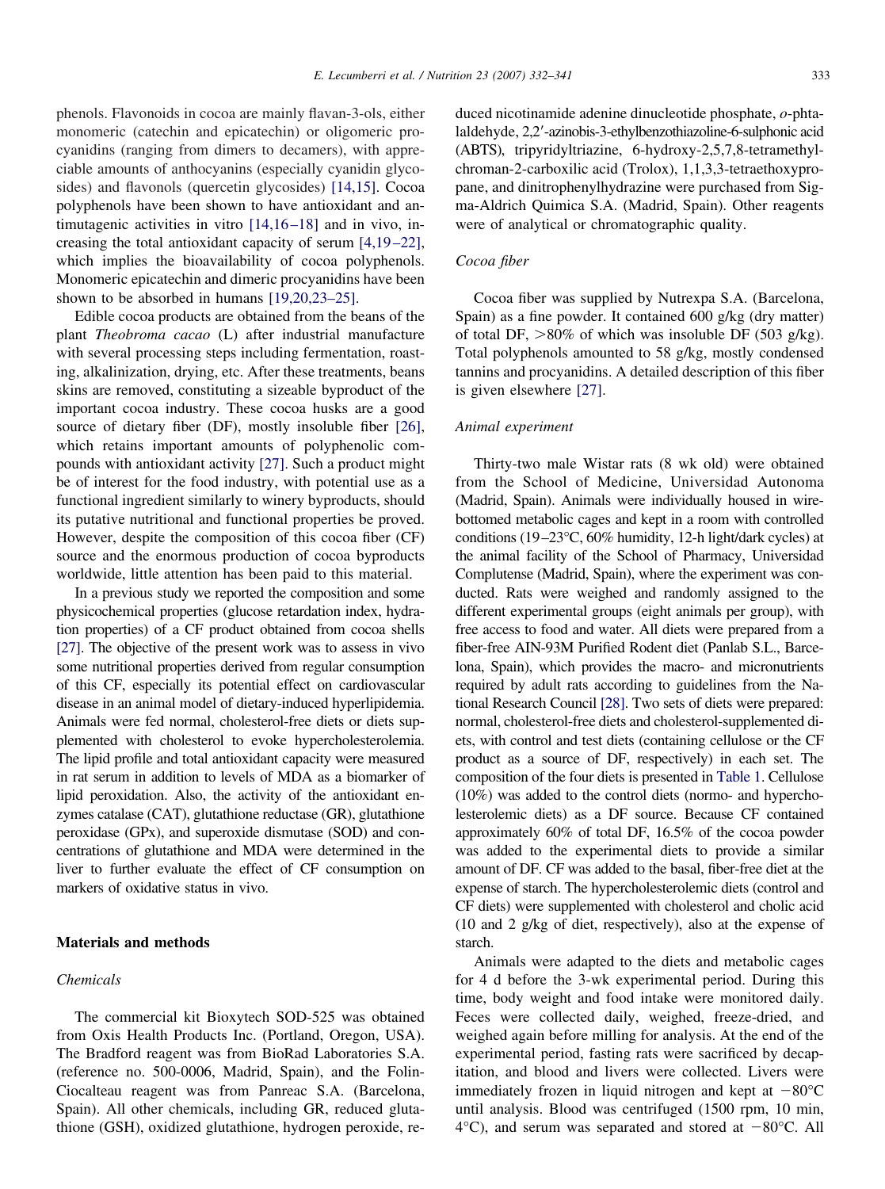phenols. Flavonoids in cocoa are mainly flavan-3-ols, either monomeric (catechin and epicatechin) or oligomeric procyanidins (ranging from dimers to decamers), with appreciable amounts of anthocyanins (especially cyanidin glycosides) and flavonols (quercetin glycosides) [14,15]. Cocoa polyphenols have been shown to have antioxidant and antimutagenic activities in vitro [14,16–18] and in vivo, increasing the total antioxidant capacity of serum [4,19–22], which implies the bioavailability of cocoa polyphenols. Monomeric epicatechin and dimeric procyanidins have been shown to be absorbed in humans [19,20,23–25].

Edible cocoa products are obtained from the beans of the plant *Theobroma cacao* (L) after industrial manufacture with several processing steps including fermentation, roasting, alkalinization, drying, etc. After these treatments, beans skins are removed, constituting a sizeable byproduct of the important cocoa industry. These cocoa husks are a good source of dietary fiber (DF), mostly insoluble fiber [26], which retains important amounts of polyphenolic compounds with antioxidant activity [27]. Such a product might be of interest for the food industry, with potential use as a functional ingredient similarly to winery byproducts, should its putative nutritional and functional properties be proved. However, despite the composition of this cocoa fiber (CF) source and the enormous production of cocoa byproducts worldwide, little attention has been paid to this material.

In a previous study we reported the composition and some physicochemical properties (glucose retardation index, hydration properties) of a CF product obtained from cocoa shells [27]. The objective of the present work was to assess in vivo some nutritional properties derived from regular consumption of this CF, especially its potential effect on cardiovascular disease in an animal model of dietary-induced hyperlipidemia. Animals were fed normal, cholesterol-free diets or diets supplemented with cholesterol to evoke hypercholesterolemia. The lipid profile and total antioxidant capacity were measured in rat serum in addition to levels of MDA as a biomarker of lipid peroxidation. Also, the activity of the antioxidant enzymes catalase (CAT), glutathione reductase (GR), glutathione peroxidase (GPx), and superoxide dismutase (SOD) and concentrations of glutathione and MDA were determined in the liver to further evaluate the effect of CF consumption on markers of oxidative status in vivo.

## Materials and methods

### *Chemicals*

The commercial kit Bioxytech SOD-525 was obtained from Oxis Health Products Inc. (Portland, Oregon, USA). The Bradford reagent was from BioRad Laboratories S.A. (reference no. 500-0006, Madrid, Spain), and the Folin-Ciocalteau reagent was from Panreac S.A. (Barcelona, Spain). All other chemicals, including GR, reduced glutathione (GSH), oxidized glutathione, hydrogen peroxide, reduced nicotinamide adenine dinucleotide phosphate, *o*-phtaldehyde, 2,2′-azinobis-3-ethylbenzothiazoline-6-sulphonic acid (ABTS), tripyridyltriazine, 6-hydroxy-2,5,7,8-tetramethylchroman-2-carboxilic acid (Trolox), 1,1,3,3-tetraethoxypropane, and dinitrophenylhydrazine were purchased from Sigma-Aldrich Quimica S.A. (Madrid, Spain). Other reagents were of analytical or chromatographic quality.

### *Cocoa fiber*

Cocoa fiber was supplied by Nutrexpa S.A. (Barcelona, Spain) as a fine powder. It contained 600 g/kg (dry matter) of total DF, >80% of which was insoluble DF (503 g/kg). Total polyphenols amounted to 58 g/kg, mostly condensed tannins and procyanidins. A detailed description of this fiber is given elsewhere [27].

### *Animal experiment*

Thirty-two male Wistar rats (8 wk old) were obtained from the School of Medicine, Universidad Autonoma (Madrid, Spain). Animals were individually housed in wire-bottomed metabolic cages and kept in a room with controlled conditions (19–23°C, 60% humidity, 12-h light/dark cycles) at the animal facility of the School of Pharmacy, Universidad Complutense (Madrid, Spain), where the experiment was conducted. Rats were weighed and randomly assigned to the different experimental groups (eight animals per group), with free access to food and water. All diets were prepared from a fiber-free AIN-93M Purified Rodent diet (Panlab S.L., Barcelona, Spain), which provides the macro- and micronutrients required by adult rats according to guidelines from the National Research Council [28]. Two sets of diets were prepared: normal, cholesterol-free diets and cholesterol-supplemented diets, with control and test diets (containing cellulose or the CF product as a source of DF, respectively) in each set. The composition of the four diets is presented in Table 1. Cellulose (10%) was added to the control diets (normo- and hypercholesterolemic diets) as a DF source. Because CF contained approximately 60% of total DF, 16.5% of the cocoa powder was added to the experimental diets to provide a similar amount of DF. CF was added to the basal, fiber-free diet at the expense of starch. The hypercholesterolemic diets (control and CF diets) were supplemented with cholesterol and cholic acid (10 and 2 g/kg of diet, respectively), also at the expense of starch.

Animals were adapted to the diets and metabolic cages for 4 d before the 3-wk experimental period. During this time, body weight and food intake were monitored daily. Feces were collected daily, weighed, freeze-dried, and weighed again before milling for analysis. At the end of the experimental period, fasting rats were sacrificed by decapitation, and blood and livers were collected. Livers were immediately frozen in liquid nitrogen and kept at −80°C until analysis. Blood was centrifuged (1500 rpm, 10 min, 4°C), and serum was separated and stored at −80°C. All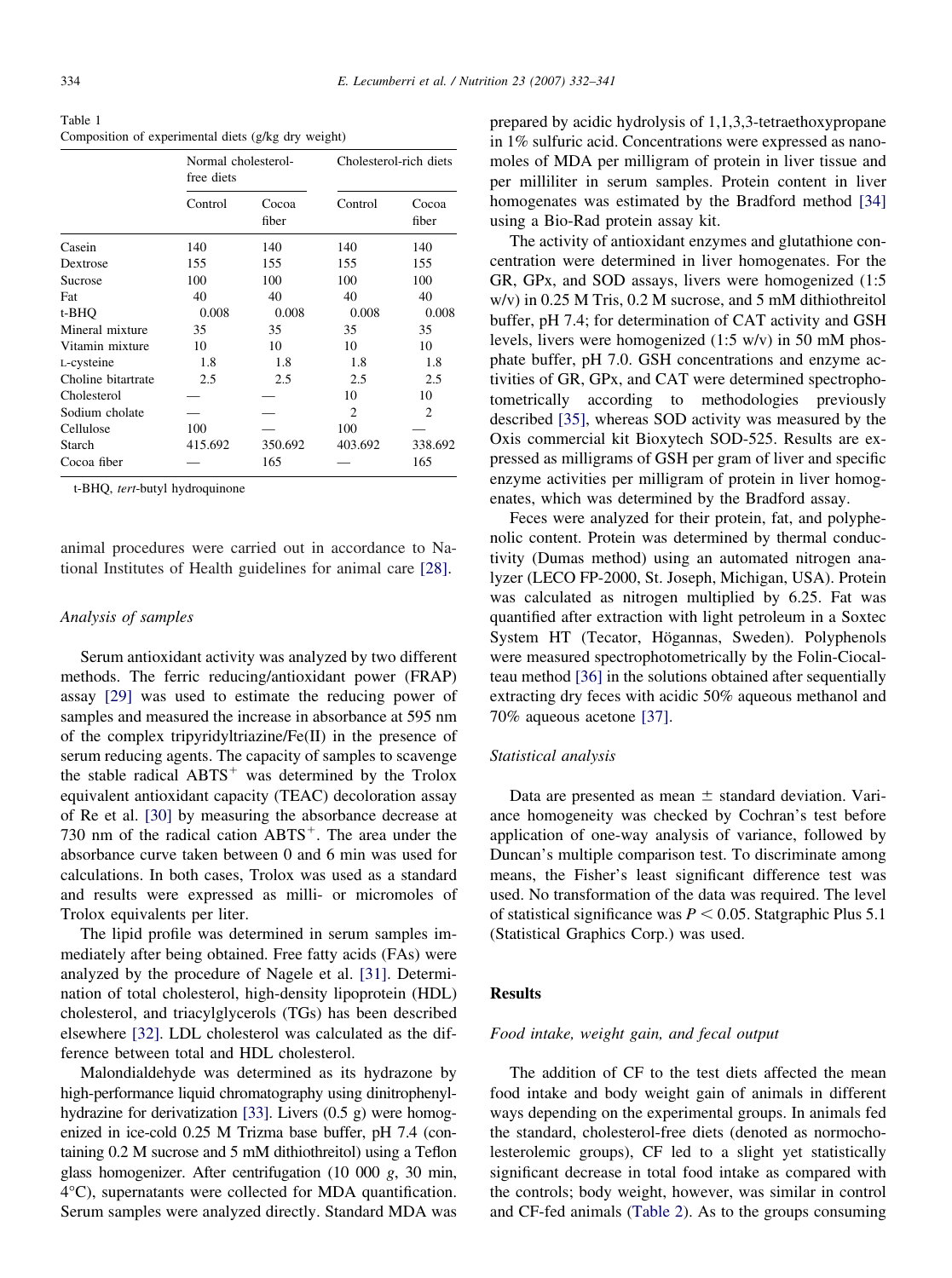Table 1
Composition of experimental diets (g/kg dry weight)

| | Normal cholesterol-free diets | | Cholesterol-rich diets | |
|---|---|---|---|---|
| | Control | Cocoa fiber | Control | Cocoa fiber |
| Casein | 140 | 140 | 140 | 140 |
| Dextrose | 155 | 155 | 155 | 155 |
| Sucrose | 100 | 100 | 100 | 100 |
| Fat | 40 | 40 | 40 | 40 |
| t-BHQ | 0.008 | 0.008 | 0.008 | 0.008 |
| Mineral mixture | 35 | 35 | 35 | 35 |
| Vitamin mixture | 10 | 10 | 10 | 10 |
| L-cysteine | 1.8 | 1.8 | 1.8 | 1.8 |
| Choline bitartrate | 2.5 | 2.5 | 2.5 | 2.5 |
| Cholesterol | — | — | 10 | 10 |
| Sodium cholate | — | — | 2 | 2 |
| Cellulose | 100 | — | 100 | — |
| Starch | 415.692 | 350.692 | 403.692 | 338.692 |
| Cocoa fiber | — | 165 | — | 165 |

t-BHQ, *tert*-butyl hydroquinone

animal procedures were carried out in accordance to National Institutes of Health guidelines for animal care [28].

### *Analysis of samples*

Serum antioxidant activity was analyzed by two different methods. The ferric reducing/antioxidant power (FRAP) assay [29] was used to estimate the reducing power of samples and measured the increase in absorbance at 595 nm of the complex tripyridyltriazine/Fe(II) in the presence of serum reducing agents. The capacity of samples to scavenge the stable radical $ABTS^+$ was determined by the Trolox equivalent antioxidant capacity (TEAC) decoloration assay of Re et al. [30] by measuring the absorbance decrease at 730 nm of the radical cation $ABTS^+$. The area under the absorbance curve taken between 0 and 6 min was used for calculations. In both cases, Trolox was used as a standard and results were expressed as milli- or micromoles of Trolox equivalents per liter.

The lipid profile was determined in serum samples immediately after being obtained. Free fatty acids (FAs) were analyzed by the procedure of Nagele et al. [31]. Determination of total cholesterol, high-density lipoprotein (HDL) cholesterol, and triacylglycerols (TGs) has been described elsewhere [32]. LDL cholesterol was calculated as the difference between total and HDL cholesterol.

Malondialdehyde was determined as its hydrazone by high-performance liquid chromatography using dinitrophenylhydrazine for derivatization [33]. Livers (0.5 g) were homogenized in ice-cold 0.25 M Trizma base buffer, pH 7.4 (containing 0.2 M sucrose and 5 mM dithiothreitol) using a Teflon glass homogenizer. After centrifugation (10 000 *g*, 30 min, 4°C), supernatants were collected for MDA quantification. Serum samples were analyzed directly. Standard MDA was prepared by acidic hydrolysis of 1,1,3,3-tetraethoxypropane in 1% sulfuric acid. Concentrations were expressed as nanomoles of MDA per milligram of protein in liver tissue and per milliliter in serum samples. Protein content in liver homogenates was estimated by the Bradford method [34] using a Bio-Rad protein assay kit.

The activity of antioxidant enzymes and glutathione concentration were determined in liver homogenates. For the GR, GPx, and SOD assays, livers were homogenized (1:5 w/v) in 0.25 M Tris, 0.2 M sucrose, and 5 mM dithiothreitol buffer, pH 7.4; for determination of CAT activity and GSH levels, livers were homogenized (1:5 w/v) in 50 mM phosphate buffer, pH 7.0. GSH concentrations and enzyme activities of GR, GPx, and CAT were determined spectrophotometrically according to methodologies previously described [35], whereas SOD activity was measured by the Oxis commercial kit Bioxytech SOD-525. Results are expressed as milligrams of GSH per gram of liver and specific enzyme activities per milligram of protein in liver homogenates, which was determined by the Bradford assay.

Feces were analyzed for their protein, fat, and polyphenolic content. Protein was determined by thermal conductivity (Dumas method) using an automated nitrogen analyzer (LECO FP-2000, St. Joseph, Michigan, USA). Protein was calculated as nitrogen multiplied by 6.25. Fat was quantified after extraction with light petroleum in a Soxtec System HT (Tecator, Högannas, Sweden). Polyphenols were measured spectrophotometrically by the Folin-Ciocalteau method [36] in the solutions obtained after sequentially extracting dry feces with acidic 50% aqueous methanol and 70% aqueous acetone [37].

### *Statistical analysis*

Data are presented as mean ± standard deviation. Variance homogeneity was checked by Cochran's test before application of one-way analysis of variance, followed by Duncan's multiple comparison test. To discriminate among means, the Fisher's least significant difference test was used. No transformation of the data was required. The level of statistical significance was $P < 0.05$. Statgraphic Plus 5.1 (Statistical Graphics Corp.) was used.

## Results

### *Food intake, weight gain, and fecal output*

The addition of CF to the test diets affected the mean food intake and body weight gain of animals in different ways depending on the experimental groups. In animals fed the standard, cholesterol-free diets (denoted as normocholesterolemic groups), CF led to a slight yet statistically significant decrease in total food intake as compared with the controls; body weight, however, was similar in control and CF-fed animals (Table 2). As to the groups consuming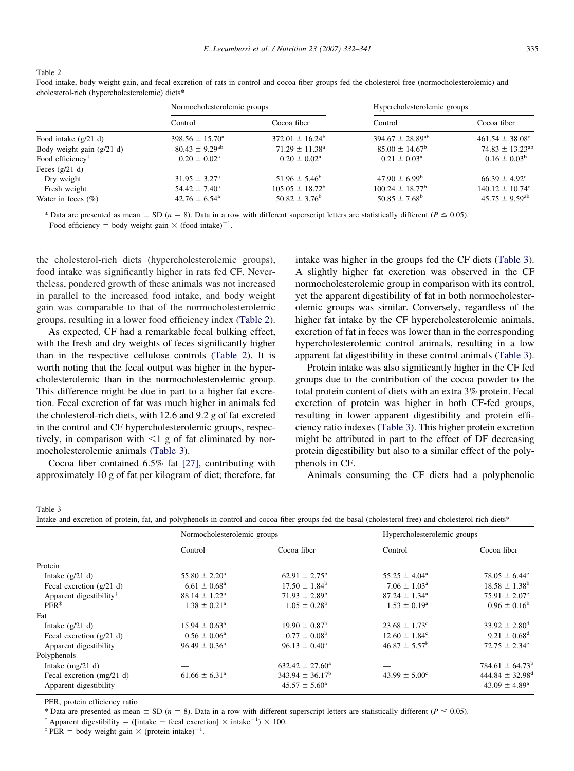Table 2
Food intake, body weight gain, and fecal excretion of rats in control and cocoa fiber groups fed the cholesterol-free (normocholesterolemic) and cholesterol-rich (hypercholesterolemic) diets*

| | Normocholesterolemic groups | | Hypercholesterolemic groups | |
|---|---|---|---|---|
| | Control | Cocoa fiber | Control | Cocoa fiber |
| Food intake (g/21 d) | 398.56 ± 15.70[a] | 372.01 ± 16.24[b] | 394.67 ± 28.89[ab] | 461.54 ± 38.08[c] |
| Body weight gain (g/21 d) | 80.43 ± 9.29[ab] | 71.29 ± 11.38[a] | 85.00 ± 14.67[b] | 74.83 ± 13.23[ab] |
| Food efficiency[†] | 0.20 ± 0.02[a] | 0.20 ± 0.02[a] | 0.21 ± 0.03[a] | 0.16 ± 0.03[b] |
| Feces (g/21 d) | | | | |
| Dry weight | 31.95 ± 3.27[a] | 51.96 ± 5.46[b] | 47.90 ± 6.99[b] | 66.39 ± 4.92[c] |
| Fresh weight | 54.42 ± 7.40[a] | 105.05 ± 18.72[b] | 100.24 ± 18.77[b] | 140.12 ± 10.74[c] |
| Water in feces (%) | 42.76 ± 6.54[a] | 50.82 ± 3.76[b] | 50.85 ± 7.68[b] | 45.75 ± 9.59[ab] |

\* Data are presented as mean ± SD ($n = 8$). Data in a row with different superscript letters are statistically different ($P \leq 0.05$).
[†] Food efficiency = body weight gain × (food intake)$^{-1}$.

the cholesterol-rich diets (hypercholesterolemic groups), food intake was significantly higher in rats fed CF. Nevertheless, pondered growth of these animals was not increased in parallel to the increased food intake, and body weight gain was comparable to that of the normocholesterolemic groups, resulting in a lower food efficiency index (Table 2).

As expected, CF had a remarkable fecal bulking effect, with the fresh and dry weights of feces significantly higher than in the respective cellulose controls (Table 2). It is worth noting that the fecal output was higher in the hypercholesterolemic than in the normocholesterolemic group. This difference might be due in part to a higher fat excretion. Fecal excretion of fat was much higher in animals fed the cholesterol-rich diets, with 12.6 and 9.2 g of fat excreted in the control and CF hypercholesterolemic groups, respectively, in comparison with <1 g of fat eliminated by normocholesterolemic animals (Table 3).

Cocoa fiber contained 6.5% fat [27], contributing with approximately 10 g of fat per kilogram of diet; therefore, fat intake was higher in the groups fed the CF diets (Table 3). A slightly higher fat excretion was observed in the CF normocholesterolemic group in comparison with its control, yet the apparent digestibility of fat in both normocholesterolemic groups was similar. Conversely, regardless of the higher fat intake by the CF hypercholesterolemic animals, excretion of fat in feces was lower than in the corresponding hypercholesterolemic control animals, resulting in a low apparent fat digestibility in these control animals (Table 3).

Protein intake was also significantly higher in the CF fed groups due to the contribution of the cocoa powder to the total protein content of diets with an extra 3% protein. Fecal excretion of protein was higher in both CF-fed groups, resulting in lower apparent digestibility and protein efficiency ratio indexes (Table 3). This higher protein excretion might be attributed in part to the effect of DF decreasing protein digestibility but also to a similar effect of the polyphenols in CF.

Animals consuming the CF diets had a polyphenolic

Table 3
Intake and excretion of protein, fat, and polyphenols in control and cocoa fiber groups fed the basal (cholesterol-free) and cholesterol-rich diets*

| | Normocholesterolemic groups | | Hypercholesterolemic groups | |
|---|---|---|---|---|
| | Control | Cocoa fiber | Control | Cocoa fiber |
| Protein | | | | |
| Intake (g/21 d) | 55.80 ± 2.20[a] | 62.91 ± 2.75[b] | 55.25 ± 4.04[a] | 78.05 ± 6.44[c] |
| Fecal excretion (g/21 d) | 6.61 ± 0.68[a] | 17.50 ± 1.84[b] | 7.06 ± 1.03[a] | 18.58 ± 1.38[b] |
| Apparent digestibility[†] | 88.14 ± 1.22[a] | 71.93 ± 2.89[b] | 87.24 ± 1.34[a] | 75.91 ± 2.07[c] |
| PER[‡] | 1.38 ± 0.21[a] | 1.05 ± 0.28[b] | 1.53 ± 0.19[a] | 0.96 ± 0.16[b] |
| Fat | | | | |
| Intake (g/21 d) | 15.94 ± 0.63[a] | 19.90 ± 0.87[b] | 23.68 ± 1.73[c] | 33.92 ± 2.80[d] |
| Fecal excretion (g/21 d) | 0.56 ± 0.06[a] | 0.77 ± 0.08[b] | 12.60 ± 1.84[c] | 9.21 ± 0.68[d] |
| Apparent digestibility | 96.49 ± 0.36[a] | 96.13 ± 0.40[a] | 46.87 ± 5.57[b] | 72.75 ± 2.34[c] |
| Polyphenols | | | | |
| Intake (mg/21 d) | — | 632.42 ± 27.60[a] | — | 784.61 ± 64.73[b] |
| Fecal excretion (mg/21 d) | 61.66 ± 6.31[a] | 343.94 ± 36.17[b] | 43.99 ± 5.00[c] | 444.84 ± 32.98[d] |
| Apparent digestibility | — | 45.57 ± 5.60[a] | — | 43.09 ± 4.89[a] |

PER, protein efficiency ratio

\* Data are presented as mean ± SD ($n = 8$). Data in a row with different superscript letters are statistically different ($P \leq 0.05$).
[†] Apparent digestibility = ([intake − fecal excretion] × intake$^{-1}$) × 100.
[‡] PER = body weight gain × (protein intake)$^{-1}$.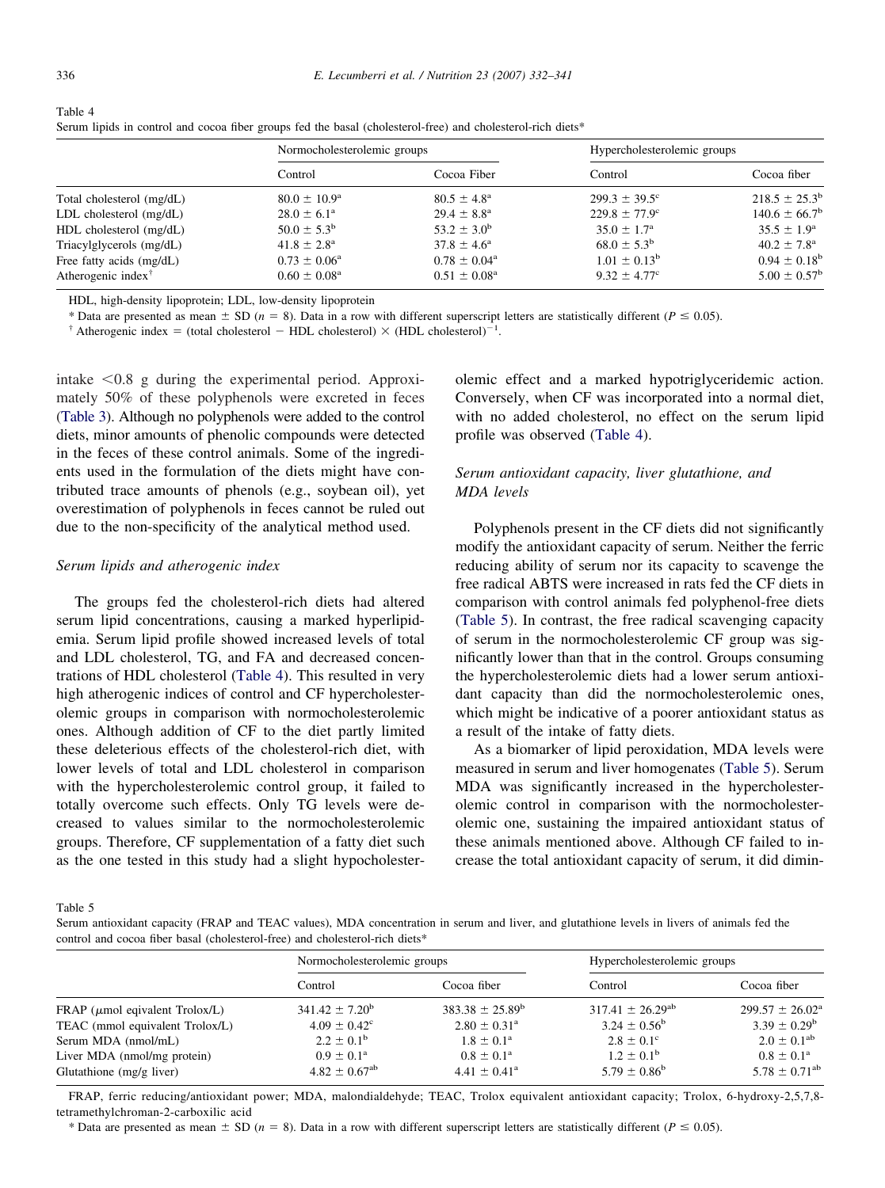Table 4
Serum lipids in control and cocoa fiber groups fed the basal (cholesterol-free) and cholesterol-rich diets*

| | Normocholesterolemic groups | | Hypercholesterolemic groups | |
|---|---|---|---|---|
| | Control | Cocoa Fiber | Control | Cocoa fiber |
| Total cholesterol (mg/dL) | $80.0 \pm 10.9^{a}$ | $80.5 \pm 4.8^{a}$ | $299.3 \pm 39.5^{c}$ | $218.5 \pm 25.3^{b}$ |
| LDL cholesterol (mg/dL) | $28.0 \pm 6.1^{a}$ | $29.4 \pm 8.8^{a}$ | $229.8 \pm 77.9^{c}$ | $140.6 \pm 66.7^{b}$ |
| HDL cholesterol (mg/dL) | $50.0 \pm 5.3^{b}$ | $53.2 \pm 3.0^{b}$ | $35.0 \pm 1.7^{a}$ | $35.5 \pm 1.9^{a}$ |
| Triacylglycerols (mg/dL) | $41.8 \pm 2.8^{a}$ | $37.8 \pm 4.6^{a}$ | $68.0 \pm 5.3^{b}$ | $40.2 \pm 7.8^{a}$ |
| Free fatty acids (mg/dL) | $0.73 \pm 0.06^{a}$ | $0.78 \pm 0.04^{a}$ | $1.01 \pm 0.13^{b}$ | $0.94 \pm 0.18^{b}$ |
| Atherogenic index† | $0.60 \pm 0.08^{a}$ | $0.51 \pm 0.08^{a}$ | $9.32 \pm 4.77^{c}$ | $5.00 \pm 0.57^{b}$ |

HDL, high-density lipoprotein; LDL, low-density lipoprotein

* Data are presented as mean ± SD ($n = 8$). Data in a row with different superscript letters are statistically different ($P \leq 0.05$).

† Atherogenic index = (total cholesterol − HDL cholesterol) × (HDL cholesterol)$^{-1}$.

intake <0.8 g during the experimental period. Approximately 50% of these polyphenols were excreted in feces (Table 3). Although no polyphenols were added to the control diets, minor amounts of phenolic compounds were detected in the feces of these control animals. Some of the ingredients used in the formulation of the diets might have contributed trace amounts of phenols (e.g., soybean oil), yet overestimation of polyphenols in feces cannot be ruled out due to the non-specificity of the analytical method used.

### *Serum lipids and atherogenic index*

The groups fed the cholesterol-rich diets had altered serum lipid concentrations, causing a marked hyperlipidemia. Serum lipid profile showed increased levels of total and LDL cholesterol, TG, and FA and decreased concentrations of HDL cholesterol (Table 4). This resulted in very high atherogenic indices of control and CF hypercholesterolemic groups in comparison with normocholesterolemic ones. Although addition of CF to the diet partly limited these deleterious effects of the cholesterol-rich diet, with lower levels of total and LDL cholesterol in comparison with the hypercholesterolemic control group, it failed to totally overcome such effects. Only TG levels were decreased to values similar to the normocholesterolemic groups. Therefore, CF supplementation of a fatty diet such as the one tested in this study had a slight hypocholesterolemic effect and a marked hypotriglyceridemic action. Conversely, when CF was incorporated into a normal diet, with no added cholesterol, no effect on the serum lipid profile was observed (Table 4).

### *Serum antioxidant capacity, liver glutathione, and MDA levels*

Polyphenols present in the CF diets did not significantly modify the antioxidant capacity of serum. Neither the ferric reducing ability of serum nor its capacity to scavenge the free radical ABTS were increased in rats fed the CF diets in comparison with control animals fed polyphenol-free diets (Table 5). In contrast, the free radical scavenging capacity of serum in the normocholesterolemic CF group was significantly lower than that in the control. Groups consuming the hypercholesterolemic diets had a lower serum antioxidant capacity than did the normocholesterolemic ones, which might be indicative of a poorer antioxidant status as a result of the intake of fatty diets.

As a biomarker of lipid peroxidation, MDA levels were measured in serum and liver homogenates (Table 5). Serum MDA was significantly increased in the hypercholesterolemic control in comparison with the normocholesterolemic one, sustaining the impaired antioxidant status of these animals mentioned above. Although CF failed to increase the total antioxidant capacity of serum, it did dimin-

Table 5
Serum antioxidant capacity (FRAP and TEAC values), MDA concentration in serum and liver, and glutathione levels in livers of animals fed the control and cocoa fiber basal (cholesterol-free) and cholesterol-rich diets*

| | Normocholesterolemic groups | | Hypercholesterolemic groups | |
|---|---|---|---|---|
| | Control | Cocoa fiber | Control | Cocoa fiber |
| FRAP (μmol eqivalent Trolox/L) | $341.42 \pm 7.20^{b}$ | $383.38 \pm 25.89^{b}$ | $317.41 \pm 26.29^{ab}$ | $299.57 \pm 26.02^{a}$ |
| TEAC (mmol equivalent Trolox/L) | $4.09 \pm 0.42^{c}$ | $2.80 \pm 0.31^{a}$ | $3.24 \pm 0.56^{b}$ | $3.39 \pm 0.29^{b}$ |
| Serum MDA (nmol/mL) | $2.2 \pm 0.1^{b}$ | $1.8 \pm 0.1^{a}$ | $2.8 \pm 0.1^{c}$ | $2.0 \pm 0.1^{ab}$ |
| Liver MDA (nmol/mg protein) | $0.9 \pm 0.1^{a}$ | $0.8 \pm 0.1^{a}$ | $1.2 \pm 0.1^{b}$ | $0.8 \pm 0.1^{a}$ |
| Glutathione (mg/g liver) | $4.82 \pm 0.67^{ab}$ | $4.41 \pm 0.41^{a}$ | $5.79 \pm 0.86^{b}$ | $5.78 \pm 0.71^{ab}$ |

FRAP, ferric reducing/antioxidant power; MDA, malondialdehyde; TEAC, Trolox equivalent antioxidant capacity; Trolox, 6-hydroxy-2,5,7,8-tetramethylchroman-2-carboxilic acid

* Data are presented as mean ± SD ($n = 8$). Data in a row with different superscript letters are statistically different ($P \leq 0.05$).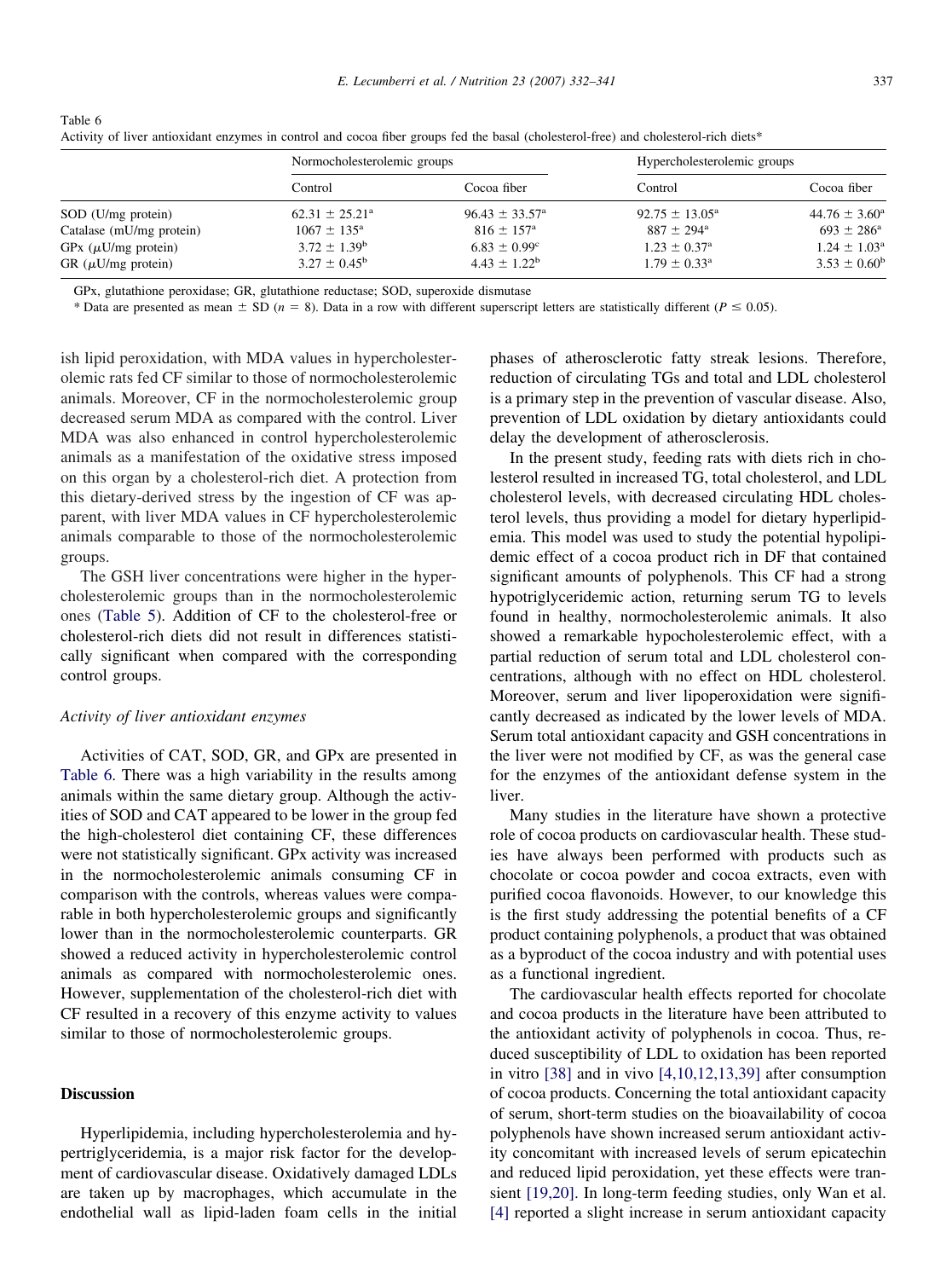Table 6
Activity of liver antioxidant enzymes in control and cocoa fiber groups fed the basal (cholesterol-free) and cholesterol-rich diets*

| | Normocholesterolemic groups | | Hypercholesterolemic groups | |
|---|---|---|---|---|
| | Control | Cocoa fiber | Control | Cocoa fiber |
| SOD (U/mg protein) | $62.31 \pm 25.21^a$ | $96.43 \pm 33.57^a$ | $92.75 \pm 13.05^a$ | $44.76 \pm 3.60^a$ |
| Catalase (mU/mg protein) | $1067 \pm 135^a$ | $816 \pm 157^a$ | $887 \pm 294^a$ | $693 \pm 286^a$ |
| GPx ($\mu$U/mg protein) | $3.72 \pm 1.39^b$ | $6.83 \pm 0.99^c$ | $1.23 \pm 0.37^a$ | $1.24 \pm 1.03^a$ |
| GR ($\mu$U/mg protein) | $3.27 \pm 0.45^b$ | $4.43 \pm 1.22^b$ | $1.79 \pm 0.33^a$ | $3.53 \pm 0.60^b$ |

GPx, glutathione peroxidase; GR, glutathione reductase; SOD, superoxide dismutase

* Data are presented as mean ± SD ($n = 8$). Data in a row with different superscript letters are statistically different ($P \leq 0.05$).

ish lipid peroxidation, with MDA values in hypercholesterolemic rats fed CF similar to those of normocholesterolemic animals. Moreover, CF in the normocholesterolemic group decreased serum MDA as compared with the control. Liver MDA was also enhanced in control hypercholesterolemic animals as a manifestation of the oxidative stress imposed on this organ by a cholesterol-rich diet. A protection from this dietary-derived stress by the ingestion of CF was apparent, with liver MDA values in CF hypercholesterolemic animals comparable to those of the normocholesterolemic groups.

The GSH liver concentrations were higher in the hypercholesterolemic groups than in the normocholesterolemic ones (Table 5). Addition of CF to the cholesterol-free or cholesterol-rich diets did not result in differences statistically significant when compared with the corresponding control groups.

### *Activity of liver antioxidant enzymes*

Activities of CAT, SOD, GR, and GPx are presented in Table 6. There was a high variability in the results among animals within the same dietary group. Although the activities of SOD and CAT appeared to be lower in the group fed the high-cholesterol diet containing CF, these differences were not statistically significant. GPx activity was increased in the normocholesterolemic animals consuming CF in comparison with the controls, whereas values were comparable in both hypercholesterolemic groups and significantly lower than in the normocholesterolemic counterparts. GR showed a reduced activity in hypercholesterolemic control animals as compared with normocholesterolemic ones. However, supplementation of the cholesterol-rich diet with CF resulted in a recovery of this enzyme activity to values similar to those of normocholesterolemic groups.

## Discussion

Hyperlipidemia, including hypercholesterolemia and hypertriglyceridemia, is a major risk factor for the development of cardiovascular disease. Oxidatively damaged LDLs are taken up by macrophages, which accumulate in the endothelial wall as lipid-laden foam cells in the initial phases of atherosclerotic fatty streak lesions. Therefore, reduction of circulating TGs and total and LDL cholesterol is a primary step in the prevention of vascular disease. Also, prevention of LDL oxidation by dietary antioxidants could delay the development of atherosclerosis.

In the present study, feeding rats with diets rich in cholesterol resulted in increased TG, total cholesterol, and LDL cholesterol levels, with decreased circulating HDL cholesterol levels, thus providing a model for dietary hyperlipidemia. This model was used to study the potential hypolipidemic effect of a cocoa product rich in DF that contained significant amounts of polyphenols. This CF had a strong hypotriglyceridemic action, returning serum TG to levels found in healthy, normocholesterolemic animals. It also showed a remarkable hypocholesterolemic effect, with a partial reduction of serum total and LDL cholesterol concentrations, although with no effect on HDL cholesterol. Moreover, serum and liver lipoperoxidation were significantly decreased as indicated by the lower levels of MDA. Serum total antioxidant capacity and GSH concentrations in the liver were not modified by CF, as was the general case for the enzymes of the antioxidant defense system in the liver.

Many studies in the literature have shown a protective role of cocoa products on cardiovascular health. These studies have always been performed with products such as chocolate or cocoa powder and cocoa extracts, even with purified cocoa flavonoids. However, to our knowledge this is the first study addressing the potential benefits of a CF product containing polyphenols, a product that was obtained as a byproduct of the cocoa industry and with potential uses as a functional ingredient.

The cardiovascular health effects reported for chocolate and cocoa products in the literature have been attributed to the antioxidant activity of polyphenols in cocoa. Thus, reduced susceptibility of LDL to oxidation has been reported in vitro [38] and in vivo [4,10,12,13,39] after consumption of cocoa products. Concerning the total antioxidant capacity of serum, short-term studies on the bioavailability of cocoa polyphenols have shown increased serum antioxidant activity concomitant with increased levels of serum epicatechin and reduced lipid peroxidation, yet these effects were transient [19,20]. In long-term feeding studies, only Wan et al. [4] reported a slight increase in serum antioxidant capacity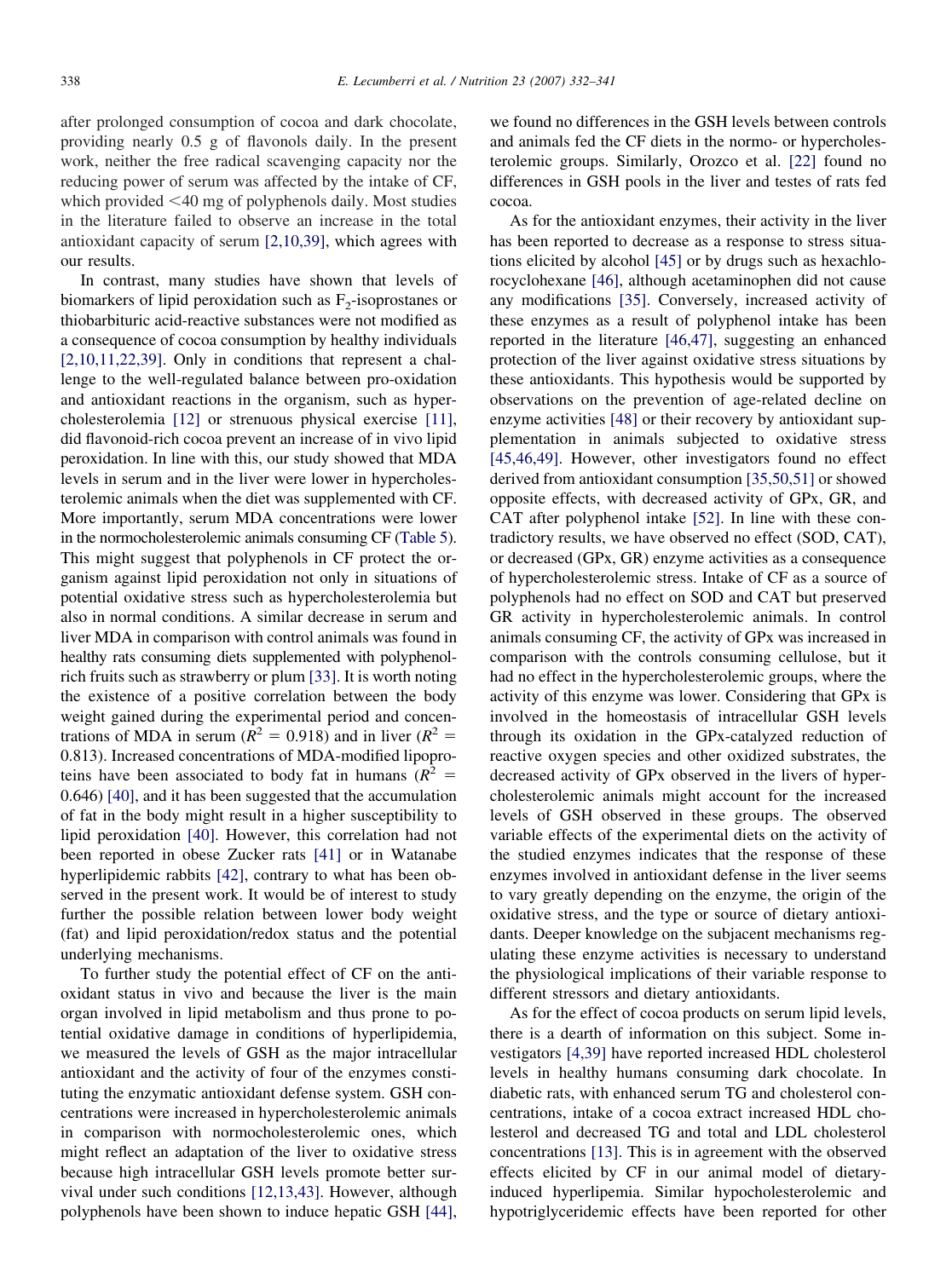after prolonged consumption of cocoa and dark chocolate, providing nearly 0.5 g of flavonols daily. In the present work, neither the free radical scavenging capacity nor the reducing power of serum was affected by the intake of CF, which provided <40 mg of polyphenols daily. Most studies in the literature failed to observe an increase in the total antioxidant capacity of serum [2,10,39], which agrees with our results.

In contrast, many studies have shown that levels of biomarkers of lipid peroxidation such as $F_2$-isoprostanes or thiobarbituric acid-reactive substances were not modified as a consequence of cocoa consumption by healthy individuals [2,10,11,22,39]. Only in conditions that represent a challenge to the well-regulated balance between pro-oxidation and antioxidant reactions in the organism, such as hypercholesterolemia [12] or strenuous physical exercise [11], did flavonoid-rich cocoa prevent an increase of in vivo lipid peroxidation. In line with this, our study showed that MDA levels in serum and in the liver were lower in hypercholesterolemic animals when the diet was supplemented with CF. More importantly, serum MDA concentrations were lower in the normocholesterolemic animals consuming CF (Table 5). This might suggest that polyphenols in CF protect the organism against lipid peroxidation not only in situations of potential oxidative stress such as hypercholesterolemia but also in normal conditions. A similar decrease in serum and liver MDA in comparison with control animals was found in healthy rats consuming diets supplemented with polyphenol-rich fruits such as strawberry or plum [33]. It is worth noting the existence of a positive correlation between the body weight gained during the experimental period and concentrations of MDA in serum ($R^2 = 0.918$) and in liver ($R^2 = 0.813$). Increased concentrations of MDA-modified lipoproteins have been associated to body fat in humans ($R^2 = 0.646$) [40], and it has been suggested that the accumulation of fat in the body might result in a higher susceptibility to lipid peroxidation [40]. However, this correlation had not been reported in obese Zucker rats [41] or in Watanabe hyperlipidemic rabbits [42], contrary to what has been observed in the present work. It would be of interest to study further the possible relation between lower body weight (fat) and lipid peroxidation/redox status and the potential underlying mechanisms.

To further study the potential effect of CF on the antioxidant status in vivo and because the liver is the main organ involved in lipid metabolism and thus prone to potential oxidative damage in conditions of hyperlipidemia, we measured the levels of GSH as the major intracellular antioxidant and the activity of four of the enzymes constituting the enzymatic antioxidant defense system. GSH concentrations were increased in hypercholesterolemic animals in comparison with normocholesterolemic ones, which might reflect an adaptation of the liver to oxidative stress because high intracellular GSH levels promote better survival under such conditions [12,13,43]. However, although polyphenols have been shown to induce hepatic GSH [44], we found no differences in the GSH levels between controls and animals fed the CF diets in the normo- or hypercholesterolemic groups. Similarly, Orozco et al. [22] found no differences in GSH pools in the liver and testes of rats fed cocoa.

As for the antioxidant enzymes, their activity in the liver has been reported to decrease as a response to stress situations elicited by alcohol [45] or by drugs such as hexachlorocyclohexane [46], although acetaminophen did not cause any modifications [35]. Conversely, increased activity of these enzymes as a result of polyphenol intake has been reported in the literature [46,47], suggesting an enhanced protection of the liver against oxidative stress situations by these antioxidants. This hypothesis would be supported by observations on the prevention of age-related decline on enzyme activities [48] or their recovery by antioxidant supplementation in animals subjected to oxidative stress [45,46,49]. However, other investigators found no effect derived from antioxidant consumption [35,50,51] or showed opposite effects, with decreased activity of GPx, GR, and CAT after polyphenol intake [52]. In line with these contradictory results, we have observed no effect (SOD, CAT), or decreased (GPx, GR) enzyme activities as a consequence of hypercholesterolemic stress. Intake of CF as a source of polyphenols had no effect on SOD and CAT but preserved GR activity in hypercholesterolemic animals. In control animals consuming CF, the activity of GPx was increased in comparison with the controls consuming cellulose, but it had no effect in the hypercholesterolemic groups, where the activity of this enzyme was lower. Considering that GPx is involved in the homeostasis of intracellular GSH levels through its oxidation in the GPx-catalyzed reduction of reactive oxygen species and other oxidized substrates, the decreased activity of GPx observed in the livers of hypercholesterolemic animals might account for the increased levels of GSH observed in these groups. The observed variable effects of the experimental diets on the activity of the studied enzymes indicates that the response of these enzymes involved in antioxidant defense in the liver seems to vary greatly depending on the enzyme, the origin of the oxidative stress, and the type or source of dietary antioxidants. Deeper knowledge on the subjacent mechanisms regulating these enzyme activities is necessary to understand the physiological implications of their variable response to different stressors and dietary antioxidants.

As for the effect of cocoa products on serum lipid levels, there is a dearth of information on this subject. Some investigators [4,39] have reported increased HDL cholesterol levels in healthy humans consuming dark chocolate. In diabetic rats, with enhanced serum TG and cholesterol concentrations, intake of a cocoa extract increased HDL cholesterol and decreased TG and total and LDL cholesterol concentrations [13]. This is in agreement with the observed effects elicited by CF in our animal model of dietary-induced hyperlipemia. Similar hypocholesterolemic and hypotriglyceridemic effects have been reported for other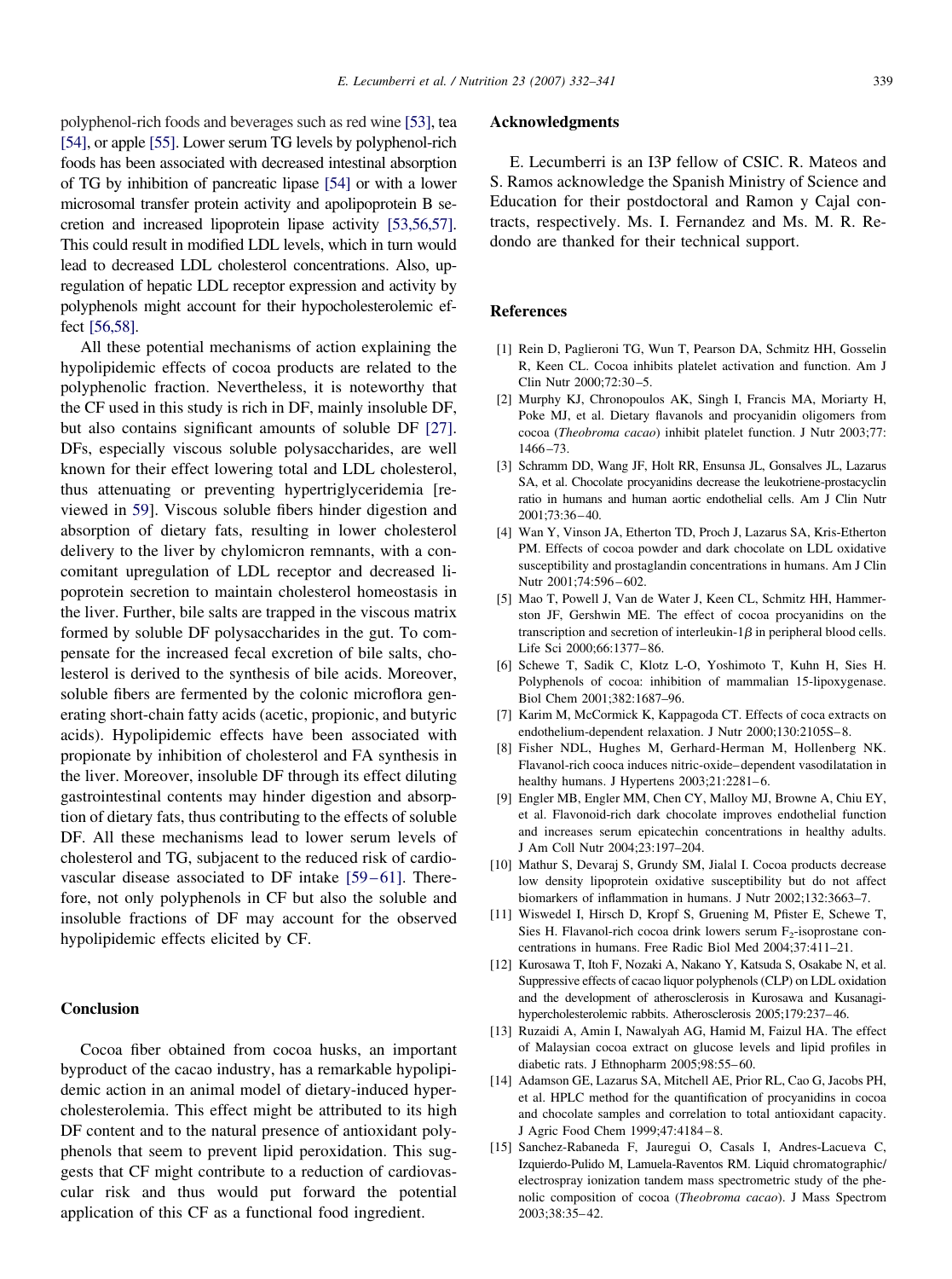polyphenol-rich foods and beverages such as red wine [53], tea [54], or apple [55]. Lower serum TG levels by polyphenol-rich foods has been associated with decreased intestinal absorption of TG by inhibition of pancreatic lipase [54] or with a lower microsomal transfer protein activity and apolipoprotein B secretion and increased lipoprotein lipase activity [53,56,57]. This could result in modified LDL levels, which in turn would lead to decreased LDL cholesterol concentrations. Also, upregulation of hepatic LDL receptor expression and activity by polyphenols might account for their hypocholesterolemic effect [56,58].

All these potential mechanisms of action explaining the hypolipidemic effects of cocoa products are related to the polyphenolic fraction. Nevertheless, it is noteworthy that the CF used in this study is rich in DF, mainly insoluble DF, but also contains significant amounts of soluble DF [27]. DFs, especially viscous soluble polysaccharides, are well known for their effect lowering total and LDL cholesterol, thus attenuating or preventing hypertriglyceridemia [reviewed in 59]. Viscous soluble fibers hinder digestion and absorption of dietary fats, resulting in lower cholesterol delivery to the liver by chylomicron remnants, with a concomitant upregulation of LDL receptor and decreased lipoprotein secretion to maintain cholesterol homeostasis in the liver. Further, bile salts are trapped in the viscous matrix formed by soluble DF polysaccharides in the gut. To compensate for the increased fecal excretion of bile salts, cholesterol is derived to the synthesis of bile acids. Moreover, soluble fibers are fermented by the colonic microflora generating short-chain fatty acids (acetic, propionic, and butyric acids). Hypolipidemic effects have been associated with propionate by inhibition of cholesterol and FA synthesis in the liver. Moreover, insoluble DF through its effect diluting gastrointestinal contents may hinder digestion and absorption of dietary fats, thus contributing to the effects of soluble DF. All these mechanisms lead to lower serum levels of cholesterol and TG, subjacent to the reduced risk of cardiovascular disease associated to DF intake [59–61]. Therefore, not only polyphenols in CF but also the soluble and insoluble fractions of DF may account for the observed hypolipidemic effects elicited by CF.

## Conclusion

Cocoa fiber obtained from cocoa husks, an important byproduct of the cacao industry, has a remarkable hypolipidemic action in an animal model of dietary-induced hypercholesterolemia. This effect might be attributed to its high DF content and to the natural presence of antioxidant polyphenols that seem to prevent lipid peroxidation. This suggests that CF might contribute to a reduction of cardiovascular risk and thus would put forward the potential application of this CF as a functional food ingredient.

## Acknowledgments

E. Lecumberri is an I3P fellow of CSIC. R. Mateos and S. Ramos acknowledge the Spanish Ministry of Science and Education for their postdoctoral and Ramon y Cajal contracts, respectively. Ms. I. Fernandez and Ms. M. R. Redondo are thanked for their technical support.

## References

[1] Rein D, Paglieroni TG, Wun T, Pearson DA, Schmitz HH, Gosselin R, Keen CL. Cocoa inhibits platelet activation and function. Am J Clin Nutr 2000;72:30–5.

[2] Murphy KJ, Chronopoulos AK, Singh I, Francis MA, Moriarty H, Poke MJ, et al. Dietary flavanols and procyanidin oligomers from cocoa (*Theobroma cacao*) inhibit platelet function. J Nutr 2003;77: 1466–73.

[3] Schramm DD, Wang JF, Holt RR, Ensunsa JL, Gonsalves JL, Lazarus SA, et al. Chocolate procyanidins decrease the leukotriene-prostacyclin ratio in humans and human aortic endothelial cells. Am J Clin Nutr 2001;73:36–40.

[4] Wan Y, Vinson JA, Etherton TD, Proch J, Lazarus SA, Kris-Etherton PM. Effects of cocoa powder and dark chocolate on LDL oxidative susceptibility and prostaglandin concentrations in humans. Am J Clin Nutr 2001;74:596–602.

[5] Mao T, Powell J, Van de Water J, Keen CL, Schmitz HH, Hammerston JF, Gershwin ME. The effect of cocoa procyanidins on the transcription and secretion of interleukin-1$\beta$ in peripheral blood cells. Life Sci 2000;66:1377–86.

[6] Schewe T, Sadik C, Klotz L-O, Yoshimoto T, Kuhn H, Sies H. Polyphenols of cocoa: inhibition of mammalian 15-lipoxygenase. Biol Chem 2001;382:1687–96.

[7] Karim M, McCormick K, Kappagoda CT. Effects of coca extracts on endothelium-dependent relaxation. J Nutr 2000;130:2105S–8.

[8] Fisher NDL, Hughes M, Gerhard-Herman M, Hollenberg NK. Flavanol-rich cooca induces nitric-oxide–dependent vasodilatation in healthy humans. J Hypertens 2003;21:2281–6.

[9] Engler MB, Engler MM, Chen CY, Malloy MJ, Browne A, Chiu EY, et al. Flavonoid-rich dark chocolate improves endothelial function and increases serum epicatechin concentrations in healthy adults. J Am Coll Nutr 2004;23:197–204.

[10] Mathur S, Devaraj S, Grundy SM, Jialal I. Cocoa products decrease low density lipoprotein oxidative susceptibility but do not affect biomarkers of inflammation in humans. J Nutr 2002;132:3663–7.

[11] Wiswedel I, Hirsch D, Kropf S, Gruening M, Pfister E, Schewe T, Sies H. Flavanol-rich cocoa drink lowers serum $F_2$-isoprostane concentrations in humans. Free Radic Biol Med 2004;37:411–21.

[12] Kurosawa T, Itoh F, Nozaki A, Nakano Y, Katsuda S, Osakabe N, et al. Suppressive effects of cacao liquor polyphenols (CLP) on LDL oxidation and the development of atherosclerosis in Kurosawa and Kusanagi-hypercholesterolemic rabbits. Atherosclerosis 2005;179:237–46.

[13] Ruzaidi A, Amin I, Nawalyah AG, Hamid M, Faizul HA. The effect of Malaysian cocoa extract on glucose levels and lipid profiles in diabetic rats. J Ethnopharm 2005;98:55–60.

[14] Adamson GE, Lazarus SA, Mitchell AE, Prior RL, Cao G, Jacobs PH, et al. HPLC method for the quantification of procyanidins in cocoa and chocolate samples and correlation to total antioxidant capacity. J Agric Food Chem 1999;47:4184–8.

[15] Sanchez-Rabaneda F, Jauregui O, Casals I, Andres-Lacueva C, Izquierdo-Pulido M, Lamuela-Raventos RM. Liquid chromatographic/electrospray ionization tandem mass spectrometric study of the phenolic composition of cocoa (*Theobroma cacao*). J Mass Spectrom 2003;38:35–42.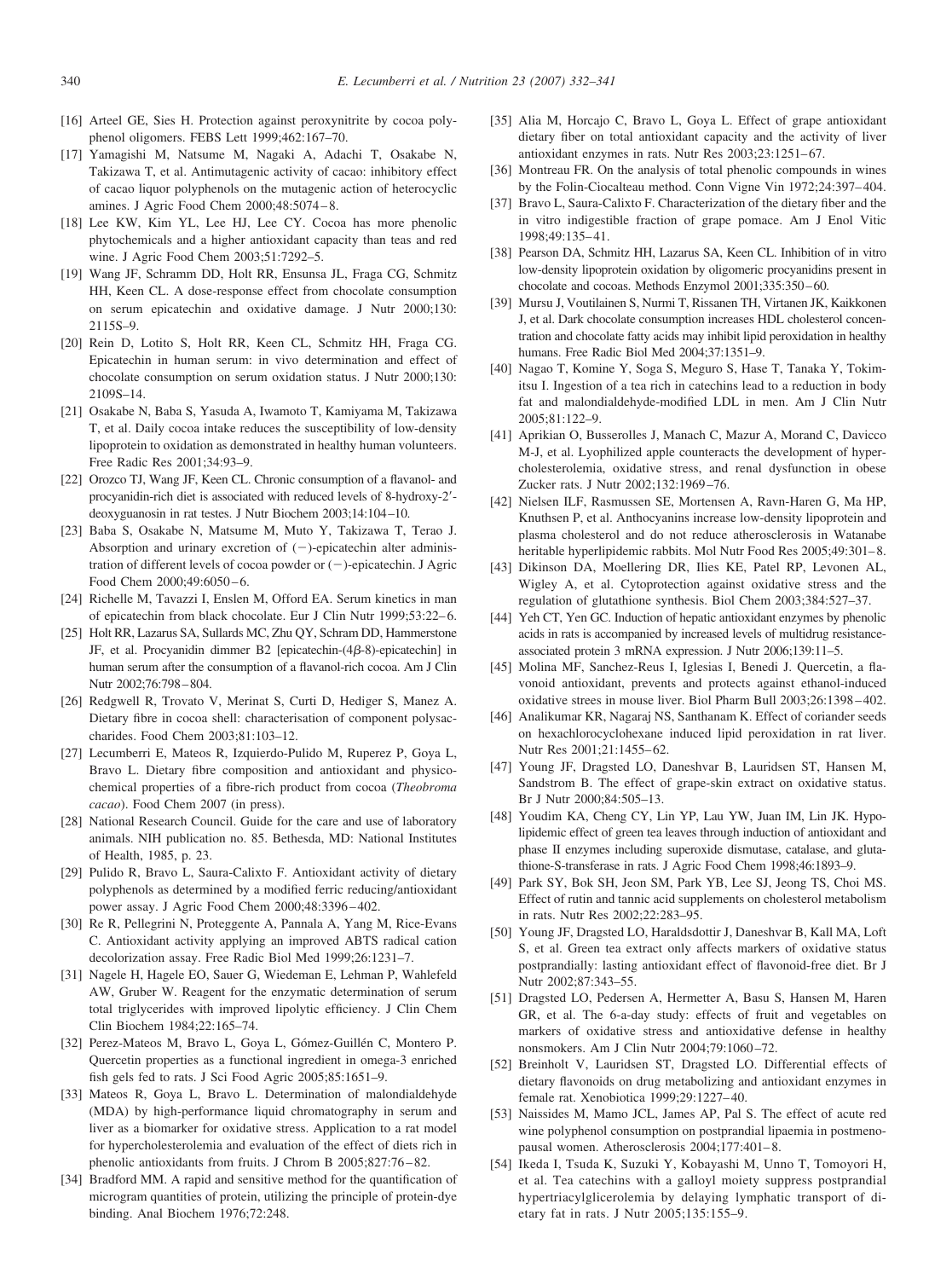[16] Arteel GE, Sies H. Protection against peroxynitrite by cocoa polyphenol oligomers. FEBS Lett 1999;462:167–70.

[17] Yamagishi M, Natsume M, Nagaki A, Adachi T, Osakabe N, Takizawa T, et al. Antimutagenic activity of cacao: inhibitory effect of cacao liquor polyphenols on the mutagenic action of heterocyclic amines. J Agric Food Chem 2000;48:5074–8.

[18] Lee KW, Kim YL, Lee HJ, Lee CY. Cocoa has more phenolic phytochemicals and a higher antioxidant capacity than teas and red wine. J Agric Food Chem 2003;51:7292–5.

[19] Wang JF, Schramm DD, Holt RR, Ensunsa JL, Fraga CG, Schmitz HH, Keen CL. A dose-response effect from chocolate consumption on serum epicatechin and oxidative damage. J Nutr 2000;130: 2115S–9.

[20] Rein D, Lotito S, Holt RR, Keen CL, Schmitz HH, Fraga CG. Epicatechin in human serum: in vivo determination and effect of chocolate consumption on serum oxidation status. J Nutr 2000;130: 2109S–14.

[21] Osakabe N, Baba S, Yasuda A, Iwamoto T, Kamiyama M, Takizawa T, et al. Daily cocoa intake reduces the susceptibility of low-density lipoprotein to oxidation as demonstrated in healthy human volunteers. Free Radic Res 2001;34:93–9.

[22] Orozco TJ, Wang JF, Keen CL. Chronic consumption of a flavanol- and procyanidin-rich diet is associated with reduced levels of 8-hydroxy-2′-deoxyguanosin in rat testes. J Nutr Biochem 2003;14:104–10.

[23] Baba S, Osakabe N, Matsume M, Muto Y, Takizawa T, Terao J. Absorption and urinary excretion of (−)-epicatechin alter administration of different levels of cocoa powder or (−)-epicatechin. J Agric Food Chem 2000;49:6050–6.

[24] Richelle M, Tavazzi I, Enslen M, Offord EA. Serum kinetics in man of epicatechin from black chocolate. Eur J Clin Nutr 1999;53:22–6.

[25] Holt RR, Lazarus SA, Sullards MC, Zhu QY, Schram DD, Hammerstone JF, et al. Procyanidin dimmer B2 [epicatechin-(4β-8)-epicatechin] in human serum after the consumption of a flavanol-rich cocoa. Am J Clin Nutr 2002;76:798–804.

[26] Redgwell R, Trovato V, Merinat S, Curti D, Hediger S, Manez A. Dietary fibre in cocoa shell: characterisation of component polysaccharides. Food Chem 2003;81:103–12.

[27] Lecumberri E, Mateos R, Izquierdo-Pulido M, Ruperez P, Goya L, Bravo L. Dietary fibre composition and antioxidant and physicochemical properties of a fibre-rich product from cocoa (*Theobroma cacao*). Food Chem 2007 (in press).

[28] National Research Council. Guide for the care and use of laboratory animals. NIH publication no. 85. Bethesda, MD: National Institutes of Health, 1985, p. 23.

[29] Pulido R, Bravo L, Saura-Calixto F. Antioxidant activity of dietary polyphenols as determined by a modified ferric reducing/antioxidant power assay. J Agric Food Chem 2000;48:3396–402.

[30] Re R, Pellegrini N, Proteggente A, Pannala A, Yang M, Rice-Evans C. Antioxidant activity applying an improved ABTS radical cation decolorization assay. Free Radic Biol Med 1999;26:1231–7.

[31] Nagele H, Hagele EO, Sauer G, Wiedeman E, Lehman P, Wahlefeld AW, Gruber W. Reagent for the enzymatic determination of serum total triglycerides with improved lipolytic efficiency. J Clin Chem Clin Biochem 1984;22:165–74.

[32] Perez-Mateos M, Bravo L, Goya L, Gómez-Guillén C, Montero P. Quercetin properties as a functional ingredient in omega-3 enriched fish gels fed to rats. J Sci Food Agric 2005;85:1651–9.

[33] Mateos R, Goya L, Bravo L. Determination of malondialdehyde (MDA) by high-performance liquid chromatography in serum and liver as a biomarker for oxidative stress. Application to a rat model for hypercholesterolemia and evaluation of the effect of diets rich in phenolic antioxidants from fruits. J Chrom B 2005;827:76–82.

[34] Bradford MM. A rapid and sensitive method for the quantification of microgram quantities of protein, utilizing the principle of protein-dye binding. Anal Biochem 1976;72:248.

[35] Alia M, Horcajo C, Bravo L, Goya L. Effect of grape antioxidant dietary fiber on total antioxidant capacity and the activity of liver antioxidant enzymes in rats. Nutr Res 2003;23:1251–67.

[36] Montreau FR. On the analysis of total phenolic compounds in wines by the Folin-Ciocalteau method. Conn Vigne Vin 1972;24:397–404.

[37] Bravo L, Saura-Calixto F. Characterization of the dietary fiber and the in vitro indigestible fraction of grape pomace. Am J Enol Vitic 1998;49:135–41.

[38] Pearson DA, Schmitz HH, Lazarus SA, Keen CL. Inhibition of in vitro low-density lipoprotein oxidation by oligomeric procyanidins present in chocolate and cocoas. Methods Enzymol 2001;335:350–60.

[39] Mursu J, Voutilainen S, Nurmi T, Rissanen TH, Virtanen JK, Kaikkonen J, et al. Dark chocolate consumption increases HDL cholesterol concentration and chocolate fatty acids may inhibit lipid peroxidation in healthy humans. Free Radic Biol Med 2004;37:1351–9.

[40] Nagao T, Komine Y, Soga S, Meguro S, Hase T, Tanaka Y, Tokimitsu I. Ingestion of a tea rich in catechins lead to a reduction in body fat and malondialdehyde-modified LDL in men. Am J Clin Nutr 2005;81:122–9.

[41] Aprikian O, Busserolles J, Manach C, Mazur A, Morand C, Davicco M-J, et al. Lyophilized apple counteracts the development of hypercholesterolemia, oxidative stress, and renal dysfunction in obese Zucker rats. J Nutr 2002;132:1969–76.

[42] Nielsen ILF, Rasmussen SE, Mortensen A, Ravn-Haren G, Ma HP, Knuthsen P, et al. Anthocyanins increase low-density lipoprotein and plasma cholesterol and do not reduce atherosclerosis in Watanabe heritable hyperlipidemic rabbits. Mol Nutr Food Res 2005;49:301–8.

[43] Dikinson DA, Moellering DR, Ilies KE, Patel RP, Levonen AL, Wigley A, et al. Cytoprotection against oxidative stress and the regulation of glutathione synthesis. Biol Chem 2003;384:527–37.

[44] Yeh CT, Yen GC. Induction of hepatic antioxidant enzymes by phenolic acids in rats is accompanied by increased levels of multidrug resistance-associated protein 3 mRNA expression. J Nutr 2006;139:11–5.

[45] Molina MF, Sanchez-Reus I, Iglesias I, Benedi J. Quercetin, a flavonoid antioxidant, prevents and protects against ethanol-induced oxidative strees in mouse liver. Biol Pharm Bull 2003;26:1398–402.

[46] Analikumar KR, Nagaraj NS, Santhanam K. Effect of coriander seeds on hexachlorocyclohexane induced lipid peroxidation in rat liver. Nutr Res 2001;21:1455–62.

[47] Young JF, Dragsted LO, Daneshvar B, Lauridsen ST, Hansen M, Sandstrom B. The effect of grape-skin extract on oxidative status. Br J Nutr 2000;84:505–13.

[48] Youdim KA, Cheng CY, Lin YP, Lau YW, Juan IM, Lin JK. Hypolipidemic effect of green tea leaves through induction of antioxidant and phase II enzymes including superoxide dismutase, catalase, and glutathione-S-transferase in rats. J Agric Food Chem 1998;46:1893–9.

[49] Park SY, Bok SH, Jeon SM, Park YB, Lee SJ, Jeong TS, Choi MS. Effect of rutin and tannic acid supplements on cholesterol metabolism in rats. Nutr Res 2002;22:283–95.

[50] Young JF, Dragsted LO, Haraldsdottir J, Daneshvar B, Kall MA, Loft S, et al. Green tea extract only affects markers of oxidative status postprandially: lasting antioxidant effect of flavonoid-free diet. Br J Nutr 2002;87:343–55.

[51] Dragsted LO, Pedersen A, Hermetter A, Basu S, Hansen M, Haren GR, et al. The 6-a-day study: effects of fruit and vegetables on markers of oxidative stress and antioxidative defense in healthy nonsmokers. Am J Clin Nutr 2004;79:1060–72.

[52] Breinholt V, Lauridsen ST, Dragsted LO. Differential effects of dietary flavonoids on drug metabolizing and antioxidant enzymes in female rat. Xenobiotica 1999;29:1227–40.

[53] Naissides M, Mamo JCL, James AP, Pal S. The effect of acute red wine polyphenol consumption on postprandial lipaemia in postmenopausal women. Atherosclerosis 2004;177:401–8.

[54] Ikeda I, Tsuda K, Suzuki Y, Kobayashi M, Unno T, Tomoyori H, et al. Tea catechins with a galloyl moiety suppress postprandial hypertriacylglicerolemia by delaying lymphatic transport of dietary fat in rats. J Nutr 2005;135:155–9.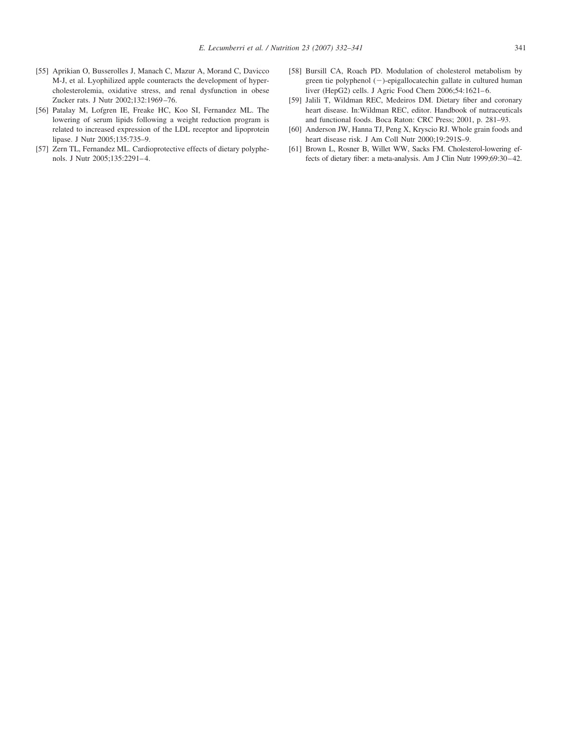[55] Aprikian O, Busserolles J, Manach C, Mazur A, Morand C, Davicco M-J, et al. Lyophilized apple counteracts the development of hypercholesterolemia, oxidative stress, and renal dysfunction in obese Zucker rats. J Nutr 2002;132:1969–76.

[56] Patalay M, Lofgren IE, Freake HC, Koo SI, Fernandez ML. The lowering of serum lipids following a weight reduction program is related to increased expression of the LDL receptor and lipoprotein lipase. J Nutr 2005;135:735–9.

[57] Zern TL, Fernandez ML. Cardioprotective effects of dietary polyphenols. J Nutr 2005;135:2291–4.

[58] Bursill CA, Roach PD. Modulation of cholesterol metabolism by green tie polyphenol (−)-epigallocatechin gallate in cultured human liver (HepG2) cells. J Agric Food Chem 2006;54:1621–6.

[59] Jalili T, Wildman REC, Medeiros DM. Dietary fiber and coronary heart disease. In:Wildman REC, editor. Handbook of nutraceuticals and functional foods. Boca Raton: CRC Press; 2001, p. 281–93.

[60] Anderson JW, Hanna TJ, Peng X, Kryscio RJ. Whole grain foods and heart disease risk. J Am Coll Nutr 2000;19:291S–9.

[61] Brown L, Rosner B, Willet WW, Sacks FM. Cholesterol-lowering effects of dietary fiber: a meta-analysis. Am J Clin Nutr 1999;69:30–42.